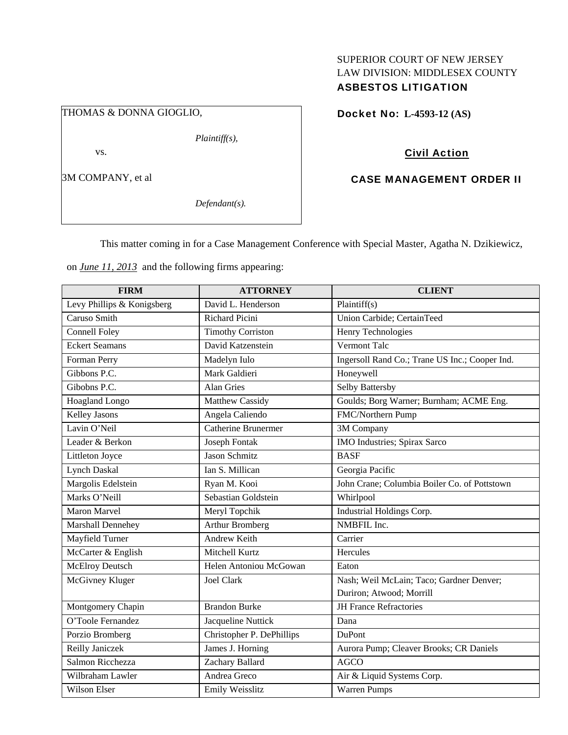SUPERIOR COURT OF NEW JERSEY
LAW DIVISION: MIDDLESEX COUNTY
**ASBESTOS LITIGATION**

THOMAS & DONNA GIOGLIO,

*Plaintiff(s),*

vs.

3M COMPANY, et al

*Defendant(s).*

**Docket No: L-4593-12 (AS)**

**Civil Action**

**CASE MANAGEMENT ORDER II**

This matter coming in for a Case Management Conference with Special Master, Agatha N. Dzikiewicz, on *June 11, 2013* and the following firms appearing:

| FIRM | ATTORNEY | CLIENT |
|---|---|---|
| Levy Phillips & Konigsberg | David L. Henderson | Plaintiff(s) |
| Caruso Smith | Richard Picini | Union Carbide; CertainTeed |
| Connell Foley | Timothy Corriston | Henry Technologies |
| Eckert Seamans | David Katzenstein | Vermont Talc |
| Forman Perry | Madelyn Iulo | Ingersoll Rand Co.; Trane US Inc.; Cooper Ind. |
| Gibbons P.C. | Mark Galdieri | Honeywell |
| Gibobns P.C. | Alan Gries | Selby Battersby |
| Hoagland Longo | Matthew Cassidy | Goulds; Borg Warner; Burnham; ACME Eng. |
| Kelley Jasons | Angela Caliendo | FMC/Northern Pump |
| Lavin O'Neil | Catherine Brunermer | 3M Company |
| Leader & Berkon | Joseph Fontak | IMO Industries; Spirax Sarco |
| Littleton Joyce | Jason Schmitz | BASF |
| Lynch Daskal | Ian S. Millican | Georgia Pacific |
| Margolis Edelstein | Ryan M. Kooi | John Crane; Columbia Boiler Co. of Pottstown |
| Marks O'Neill | Sebastian Goldstein | Whirlpool |
| Maron Marvel | Meryl Topchik | Industrial Holdings Corp. |
| Marshall Dennehey | Arthur Bromberg | NMBFIL Inc. |
| Mayfield Turner | Andrew Keith | Carrier |
| McCarter & English | Mitchell Kurtz | Hercules |
| McElroy Deutsch | Helen Antoniou McGowan | Eaton |
| McGivney Kluger | Joel Clark | Nash; Weil McLain; Taco; Gardner Denver; Duriron; Atwood; Morrill |
| Montgomery Chapin | Brandon Burke | JH France Refractories |
| O'Toole Fernandez | Jacqueline Nuttick | Dana |
| Porzio Bromberg | Christopher P. DePhillips | DuPont |
| Reilly Janiczek | James J. Horning | Aurora Pump; Cleaver Brooks; CR Daniels |
| Salmon Ricchezza | Zachary Ballard | AGCO |
| Wilbraham Lawler | Andrea Greco | Air & Liquid Systems Corp. |
| Wilson Elser | Emily Weisslitz | Warren Pumps |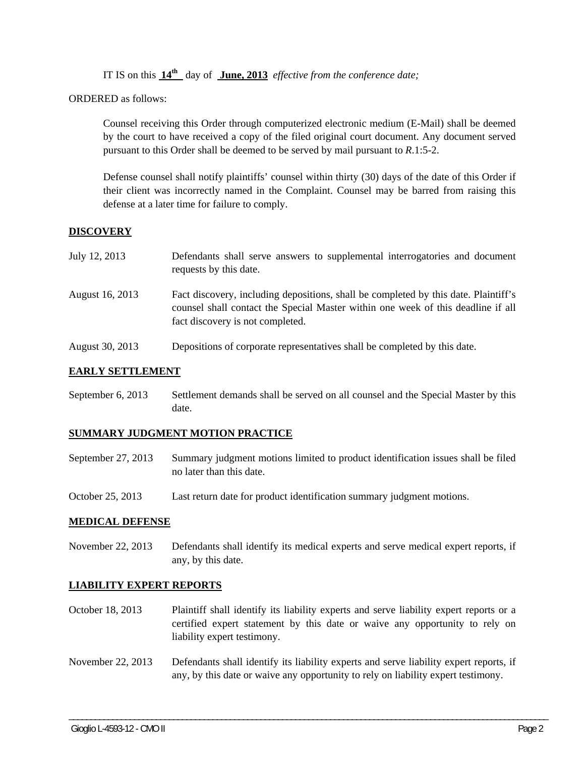IT IS on this **14th** day of **June, 2013** *effective from the conference date;*

ORDERED as follows:

Counsel receiving this Order through computerized electronic medium (E-Mail) shall be deemed by the court to have received a copy of the filed original court document. Any document served pursuant to this Order shall be deemed to be served by mail pursuant to *R*.1:5-2.

Defense counsel shall notify plaintiffs' counsel within thirty (30) days of the date of this Order if their client was incorrectly named in the Complaint. Counsel may be barred from raising this defense at a later time for failure to comply.

**DISCOVERY**

| | |
|---|---|
| July 12, 2013 | Defendants shall serve answers to supplemental interrogatories and document requests by this date. |
| August 16, 2013 | Fact discovery, including depositions, shall be completed by this date. Plaintiff's counsel shall contact the Special Master within one week of this deadline if all fact discovery is not completed. |
| August 30, 2013 | Depositions of corporate representatives shall be completed by this date. |

**EARLY SETTLEMENT**

| | |
|---|---|
| September 6, 2013 | Settlement demands shall be served on all counsel and the Special Master by this date. |

**SUMMARY JUDGMENT MOTION PRACTICE**

| | |
|---|---|
| September 27, 2013 | Summary judgment motions limited to product identification issues shall be filed no later than this date. |
| October 25, 2013 | Last return date for product identification summary judgment motions. |

**MEDICAL DEFENSE**

| | |
|---|---|
| November 22, 2013 | Defendants shall identify its medical experts and serve medical expert reports, if any, by this date. |

**LIABILITY EXPERT REPORTS**

| | |
|---|---|
| October 18, 2013 | Plaintiff shall identify its liability experts and serve liability expert reports or a certified expert statement by this date or waive any opportunity to rely on liability expert testimony. |
| November 22, 2013 | Defendants shall identify its liability experts and serve liability expert reports, if any, by this date or waive any opportunity to rely on liability expert testimony. |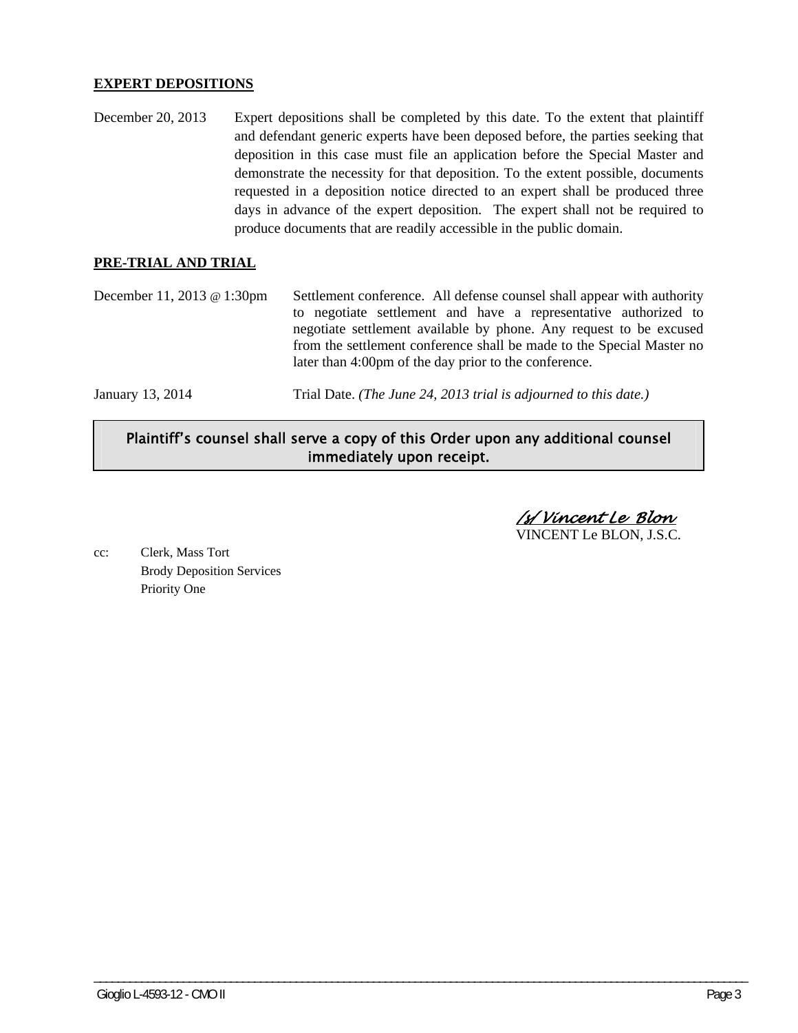**EXPERT DEPOSITIONS**

| | |
|---|---|
| December 20, 2013 | Expert depositions shall be completed by this date. To the extent that plaintiff and defendant generic experts have been deposed before, the parties seeking that deposition in this case must file an application before the Special Master and demonstrate the necessity for that deposition. To the extent possible, documents requested in a deposition notice directed to an expert shall be produced three days in advance of the expert deposition. The expert shall not be required to produce documents that are readily accessible in the public domain. |

**PRE-TRIAL AND TRIAL**

| | |
|---|---|
| December 11, 2013 @ 1:30pm | Settlement conference. All defense counsel shall appear with authority to negotiate settlement and have a representative authorized to negotiate settlement available by phone. Any request to be excused from the settlement conference shall be made to the Special Master no later than 4:00pm of the day prior to the conference. |
| January 13, 2014 | Trial Date. *(The June 24, 2013 trial is adjourned to this date.)* |

**Plaintiff's counsel shall serve a copy of this Order upon any additional counsel immediately upon receipt.**

*/s/ Vincent Le Blon*
VINCENT Le BLON, J.S.C.

cc: Clerk, Mass Tort
Brody Deposition Services
Priority One